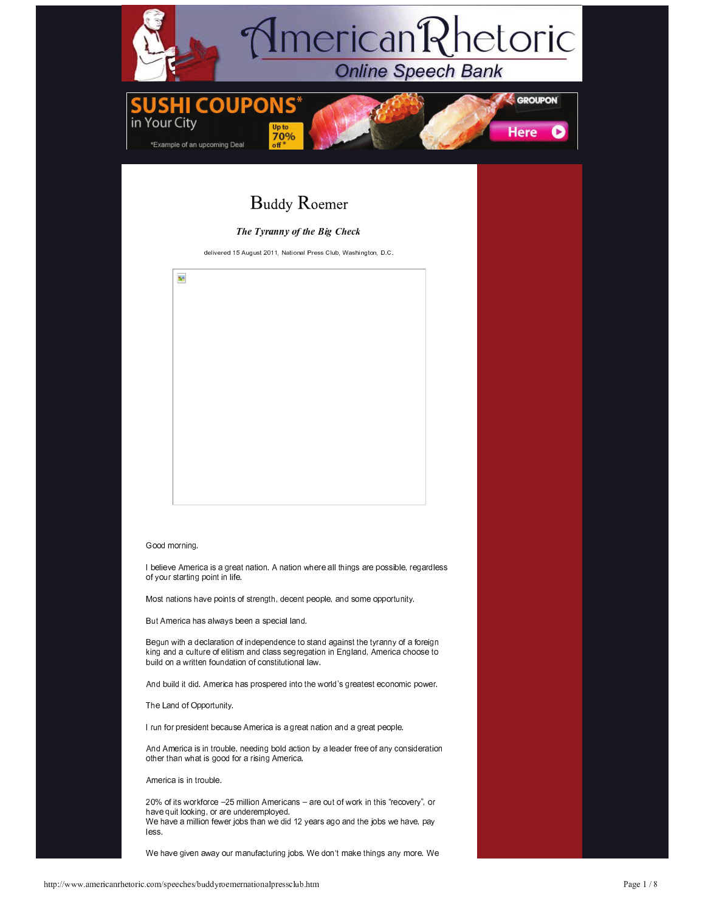# Buddy Roemer

***The Tyranny of the Big Check***

delivered 15 August 2011, National Press Club, Washington, D.C.

Good morning.

I believe America is a great nation. A nation where all things are possible, regardless of your starting point in life.

Most nations have points of strength, decent people, and some opportunity.

But America has always been a special land.

Begun with a declaration of independence to stand against the tyranny of a foreign king and a culture of elitism and class segregation in England, America choose to build on a written foundation of constitutional law.

And build it did. America has prospered into the world's greatest economic power.

The Land of Opportunity.

I run for president because America is a great nation and a great people.

And America is in trouble, needing bold action by a leader free of any consideration other than what is good for a rising America.

America is in trouble.

20% of its workforce –25 million Americans – are out of work in this "recovery", or have quit looking, or are underemployed.
We have a million fewer jobs than we did 12 years ago and the jobs we have, pay less.

We have given away our manufacturing jobs. We don't make things any more. We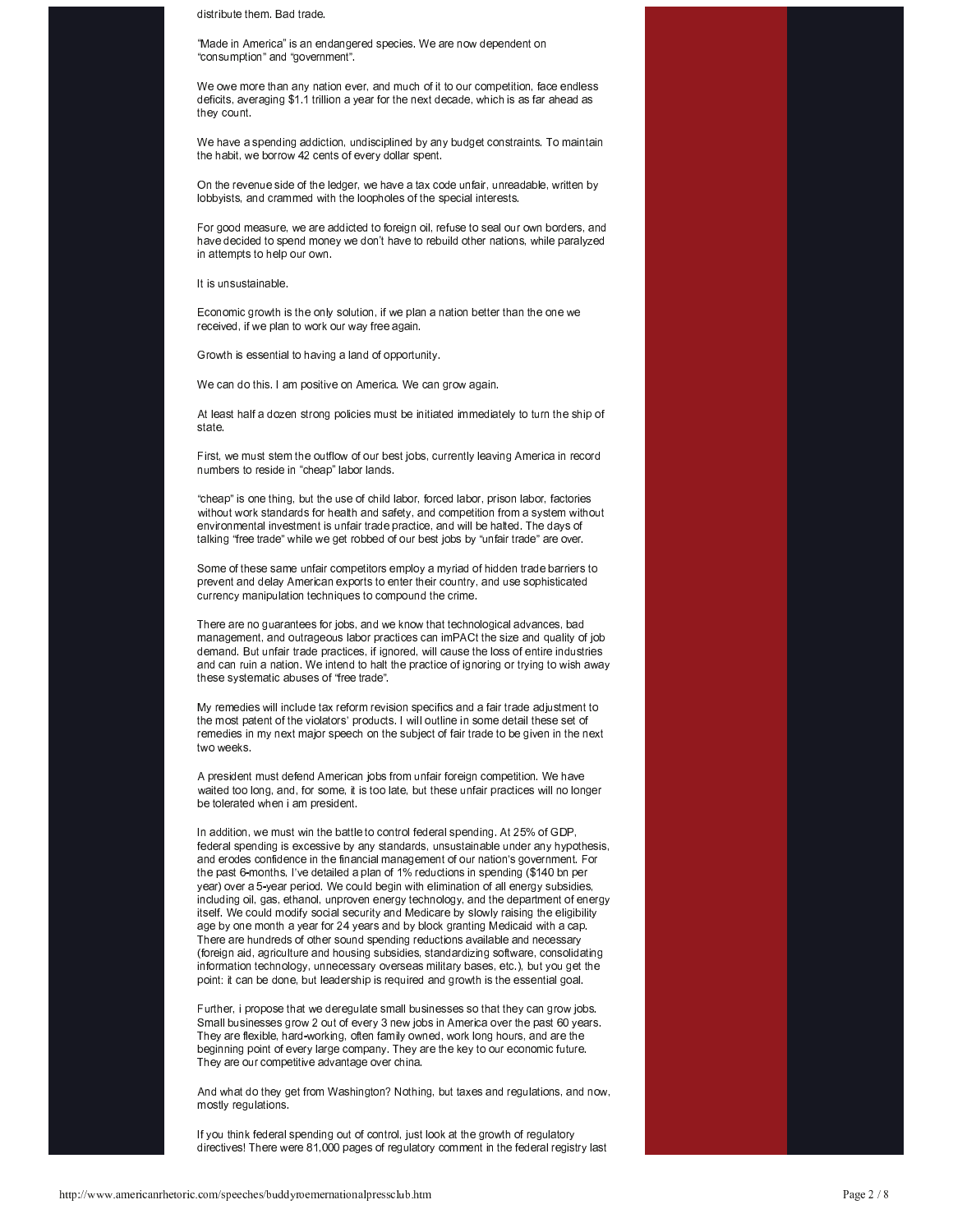distribute them. Bad trade.

"Made in America" is an endangered species. We are now dependent on "consumption" and "government".

We owe more than any nation ever, and much of it to our competition, face endless deficits, averaging $1.1 trillion a year for the next decade, which is as far ahead as they count.

We have a spending addiction, undisciplined by any budget constraints. To maintain the habit, we borrow 42 cents of every dollar spent.

On the revenue side of the ledger, we have a tax code unfair, unreadable, written by lobbyists, and crammed with the loopholes of the special interests.

For good measure, we are addicted to foreign oil, refuse to seal our own borders, and have decided to spend money we don't have to rebuild other nations, while paralyzed in attempts to help our own.

It is unsustainable.

Economic growth is the only solution, if we plan a nation better than the one we received, if we plan to work our way free again.

Growth is essential to having a land of opportunity.

We can do this. I am positive on America. We can grow again.

At least half a dozen strong policies must be initiated immediately to turn the ship of state.

First, we must stem the outflow of our best jobs, currently leaving America in record numbers to reside in "cheap" labor lands.

"cheap" is one thing, but the use of child labor, forced labor, prison labor, factories without work standards for health and safety, and competition from a system without environmental investment is unfair trade practice, and will be halted. The days of talking "free trade" while we get robbed of our best jobs by "unfair trade" are over.

Some of these same unfair competitors employ a myriad of hidden trade barriers to prevent and delay American exports to enter their country, and use sophisticated currency manipulation techniques to compound the crime.

There are no guarantees for jobs, and we know that technological advances, bad management, and outrageous labor practices can imPACt the size and quality of job demand. But unfair trade practices, if ignored, will cause the loss of entire industries and can ruin a nation. We intend to halt the practice of ignoring or trying to wish away these systematic abuses of "free trade".

My remedies will include tax reform revision specifics and a fair trade adjustment to the most patent of the violators' products. I will outline in some detail these set of remedies in my next major speech on the subject of fair trade to be given in the next two weeks.

A president must defend American jobs from unfair foreign competition. We have waited too long, and, for some, it is too late, but these unfair practices will no longer be tolerated when i am president.

In addition, we must win the battle to control federal spending. At 25% of GDP, federal spending is excessive by any standards, unsustainable under any hypothesis, and erodes confidence in the financial management of our nation's government. For the past 6-months, I've detailed a plan of 1% reductions in spending ($140 bn per year) over a 5-year period. We could begin with elimination of all energy subsidies, including oil, gas, ethanol, unproven energy technology, and the department of energy itself. We could modify social security and Medicare by slowly raising the eligibility age by one month a year for 24 years and by block granting Medicaid with a cap. There are hundreds of other sound spending reductions available and necessary (foreign aid, agriculture and housing subsidies, standardizing software, consolidating information technology, unnecessary overseas military bases, etc.), but you get the point: it can be done, but leadership is required and growth is the essential goal.

Further, i propose that we deregulate small businesses so that they can grow jobs. Small businesses grow 2 out of every 3 new jobs in America over the past 60 years. They are flexible, hard-working, often family owned, work long hours, and are the beginning point of every large company. They are the key to our economic future. They are our competitive advantage over china.

And what do they get from Washington? Nothing, but taxes and regulations, and now, mostly regulations.

If you think federal spending out of control, just look at the growth of regulatory directives! There were 81,000 pages of regulatory comment in the federal registry last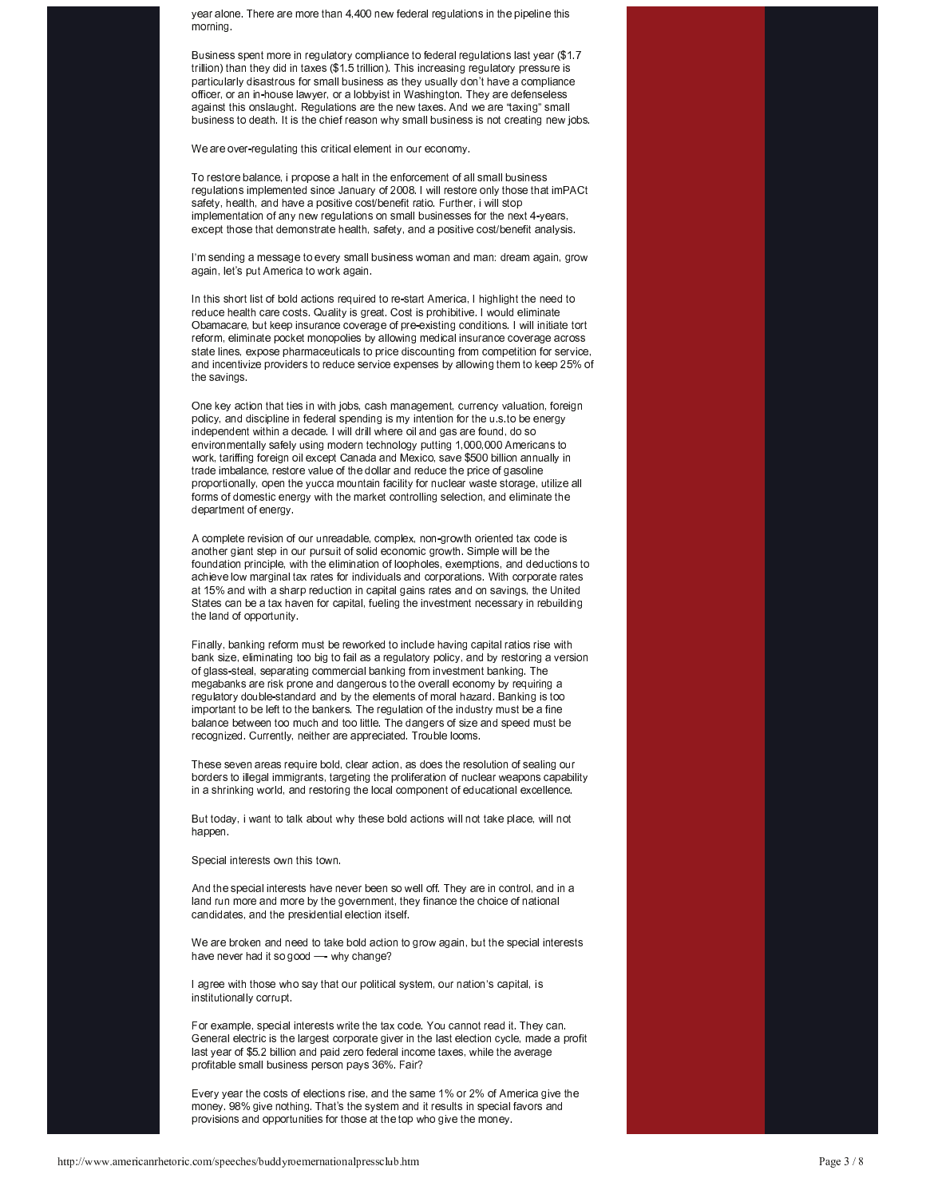year alone. There are more than 4,400 new federal regulations in the pipeline this morning.

Business spent more in regulatory compliance to federal regulations last year ($1.7 trillion) than they did in taxes ($1.5 trillion). This increasing regulatory pressure is particularly disastrous for small business as they usually don't have a compliance officer, or an in-house lawyer, or a lobbyist in Washington. They are defenseless against this onslaught. Regulations are the new taxes. And we are "taxing" small business to death. It is the chief reason why small business is not creating new jobs.

We are over-regulating this critical element in our economy.

To restore balance, i propose a halt in the enforcement of all small business regulations implemented since January of 2008. I will restore only those that imPACt safety, health, and have a positive cost/benefit ratio. Further, i will stop implementation of any new regulations on small businesses for the next 4-years, except those that demonstrate health, safety, and a positive cost/benefit analysis.

I'm sending a message to every small business woman and man: dream again, grow again, let's put America to work again.

In this short list of bold actions required to re-start America, I highlight the need to reduce health care costs. Quality is great. Cost is prohibitive. I would eliminate Obamacare, but keep insurance coverage of pre-existing conditions. I will initiate tort reform, eliminate pocket monopolies by allowing medical insurance coverage across state lines, expose pharmaceuticals to price discounting from competition for service, and incentivize providers to reduce service expenses by allowing them to keep 25% of the savings.

One key action that ties in with jobs, cash management, currency valuation, foreign policy, and discipline in federal spending is my intention for the u.s.to be energy independent within a decade. I will drill where oil and gas are found, do so environmentally safely using modern technology putting 1,000,000 Americans to work, tariffing foreign oil except Canada and Mexico, save $500 billion annually in trade imbalance, restore value of the dollar and reduce the price of gasoline proportionally, open the yucca mountain facility for nuclear waste storage, utilize all forms of domestic energy with the market controlling selection, and eliminate the department of energy.

A complete revision of our unreadable, complex, non-growth oriented tax code is another giant step in our pursuit of solid economic growth. Simple will be the foundation principle, with the elimination of loopholes, exemptions, and deductions to achieve low marginal tax rates for individuals and corporations. With corporate rates at 15% and with a sharp reduction in capital gains rates and on savings, the United States can be a tax haven for capital, fueling the investment necessary in rebuilding the land of opportunity.

Finally, banking reform must be reworked to include having capital ratios rise with bank size, eliminating too big to fail as a regulatory policy, and by restoring a version of glass-steal, separating commercial banking from investment banking. The megabanks are risk prone and dangerous to the overall economy by requiring a regulatory double-standard and by the elements of moral hazard. Banking is too important to be left to the bankers. The regulation of the industry must be a fine balance between too much and too little. The dangers of size and speed must be recognized. Currently, neither are appreciated. Trouble looms.

These seven areas require bold, clear action, as does the resolution of sealing our borders to illegal immigrants, targeting the proliferation of nuclear weapons capability in a shrinking world, and restoring the local component of educational excellence.

But today, i want to talk about why these bold actions will not take place, will not happen.

Special interests own this town.

And the special interests have never been so well off. They are in control, and in a land run more and more by the government, they finance the choice of national candidates, and the presidential election itself.

We are broken and need to take bold action to grow again, but the special interests have never had it so good — why change?

I agree with those who say that our political system, our nation's capital, is institutionally corrupt.

For example, special interests write the tax code. You cannot read it. They can. General electric is the largest corporate giver in the last election cycle, made a profit last year of $5.2 billion and paid zero federal income taxes, while the average profitable small business person pays 36%. Fair?

Every year the costs of elections rise, and the same 1% or 2% of America give the money. 98% give nothing. That's the system and it results in special favors and provisions and opportunities for those at the top who give the money.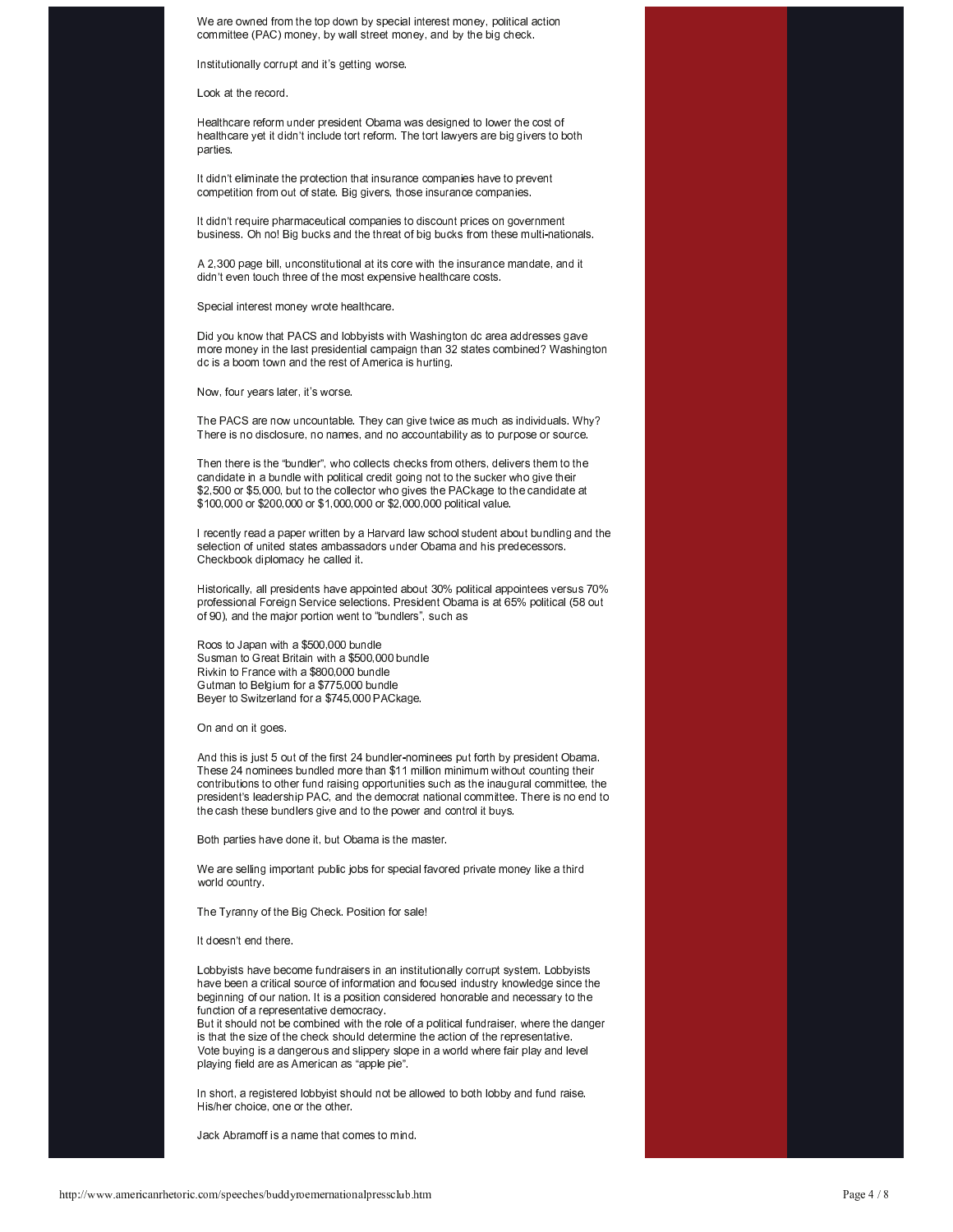We are owned from the top down by special interest money, political action committee (PAC) money, by wall street money, and by the big check.

Institutionally corrupt and it's getting worse.

Look at the record.

Healthcare reform under president Obama was designed to lower the cost of healthcare yet it didn't include tort reform. The tort lawyers are big givers to both parties.

It didn't eliminate the protection that insurance companies have to prevent competition from out of state. Big givers, those insurance companies.

It didn't require pharmaceutical companies to discount prices on government business. Oh no! Big bucks and the threat of big bucks from these multi-nationals.

A 2,300 page bill, unconstitutional at its core with the insurance mandate, and it didn't even touch three of the most expensive healthcare costs.

Special interest money wrote healthcare.

Did you know that PACS and lobbyists with Washington dc area addresses gave more money in the last presidential campaign than 32 states combined? Washington dc is a boom town and the rest of America is hurting.

Now, four years later, it's worse.

The PACS are now uncountable. They can give twice as much as individuals. Why? There is no disclosure, no names, and no accountability as to purpose or source.

Then there is the "bundler", who collects checks from others, delivers them to the candidate in a bundle with political credit going not to the sucker who give their $2,500 or $5,000, but to the collector who gives the PACkage to the candidate at $100,000 or $200,000 or $1,000,000 or $2,000,000 political value.

I recently read a paper written by a Harvard law school student about bundling and the selection of united states ambassadors under Obama and his predecessors. Checkbook diplomacy he called it.

Historically, all presidents have appointed about 30% political appointees versus 70% professional Foreign Service selections. President Obama is at 65% political (58 out of 90), and the major portion went to "bundlers", such as

Roos to Japan with a $500,000 bundle
Susman to Great Britain with a $500,000 bundle
Rivkin to France with a $800,000 bundle
Gutman to Belgium for a $775,000 bundle
Beyer to Switzerland for a $745,000 PACkage.

On and on it goes.

And this is just 5 out of the first 24 bundler-nominees put forth by president Obama. These 24 nominees bundled more than $11 million minimum without counting their contributions to other fund raising opportunities such as the inaugural committee, the president's leadership PAC, and the democrat national committee. There is no end to the cash these bundlers give and to the power and control it buys.

Both parties have done it, but Obama is the master.

We are selling important public jobs for special favored private money like a third world country.

The Tyranny of the Big Check. Position for sale!

It doesn't end there.

Lobbyists have become fundraisers in an institutionally corrupt system. Lobbyists have been a critical source of information and focused industry knowledge since the beginning of our nation. It is a position considered honorable and necessary to the function of a representative democracy.
But it should not be combined with the role of a political fundraiser, where the danger is that the size of the check should determine the action of the representative. Vote buying is a dangerous and slippery slope in a world where fair play and level playing field are as American as "apple pie".

In short, a registered lobbyist should not be allowed to both lobby and fund raise. His/her choice, one or the other.

Jack Abramoff is a name that comes to mind.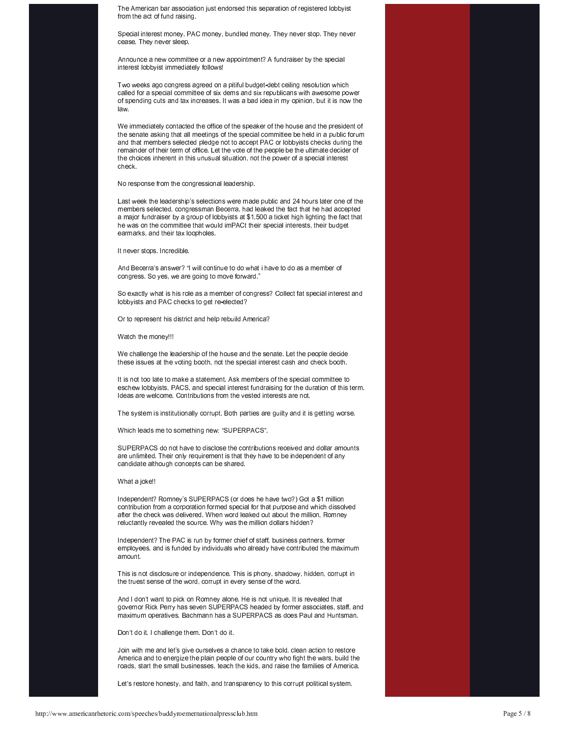The American bar association just endorsed this separation of registered lobbyist from the act of fund raising.

Special interest money, PAC money, bundled money. They never stop. They never cease. They never sleep.

Announce a new committee or a new appointment? A fundraiser by the special interest lobbyist immediately follows!

Two weeks ago congress agreed on a pitiful budget-debt ceiling resolution which called for a special committee of six dems and six republicans with awesome power of spending cuts and tax increases. It was a bad idea in my opinion, but it is now the law.

We immediately contacted the office of the speaker of the house and the president of the senate asking that all meetings of the special committee be held in a public forum and that members selected pledge not to accept PAC or lobbyists checks during the remainder of their term of office. Let the vote of the people be the ultimate decider of the choices inherent in this unusual situation, not the power of a special interest check.

No response from the congressional leadership.

Last week the leadership's selections were made public and 24 hours later one of the members selected, congressman Becerra, had leaked the fact that he had accepted a major fundraiser by a group of lobbyists at $1,500 a ticket high lighting the fact that he was on the committee that would imPACt their special interests, their budget earmarks, and their tax loopholes.

It never stops. Incredible.

And Becerra's answer? "I will continue to do what i have to do as a member of congress. So yes, we are going to move forward."

So exactly what is his role as a member of congress? Collect fat special interest and lobbyists and PAC checks to get re-elected?

Or to represent his district and help rebuild America?

Watch the money!!!

We challenge the leadership of the house and the senate. Let the people decide these issues at the voting booth, not the special interest cash and check booth.

It is not too late to make a statement. Ask members of the special committee to eschew lobbyists, PACS, and special interest fundraising for the duration of this term. Ideas are welcome. Contributions from the vested interests are not.

The system is institutionally corrupt. Both parties are guilty and it is getting worse.

Which leads me to something new: "SUPERPACS".

SUPERPACS do not have to disclose the contributions received and dollar amounts are unlimited. Their only requirement is that they have to be independent of any candidate although concepts can be shared.

What a joke!!

Independent? Romney's SUPERPACS (or does he have two?) Got a $1 million contribution from a corporation formed special for that purpose and which dissolved after the check was delivered. When word leaked out about the million, Romney reluctantly revealed the source. Why was the million dollars hidden?

Independent? The PAC is run by former chief of staff, business partners, former employees, and is funded by individuals who already have contributed the maximum amount.

This is not disclosure or independence. This is phony, shadowy, hidden, corrupt in the truest sense of the word, corrupt in every sense of the word.

And I don't want to pick on Romney alone. He is not unique. It is revealed that governor Rick Perry has seven SUPERPACS headed by former associates, staff, and maximum operatives. Bachmann has a SUPERPACS as does Paul and Huntsman.

Don't do it. I challenge them. Don't do it.

Join with me and let's give ourselves a chance to take bold, clean action to restore America and to energize the plain people of our country who fight the wars, build the roads, start the small businesses, teach the kids, and raise the families of America.

Let's restore honesty, and faith, and transparency to this corrupt political system.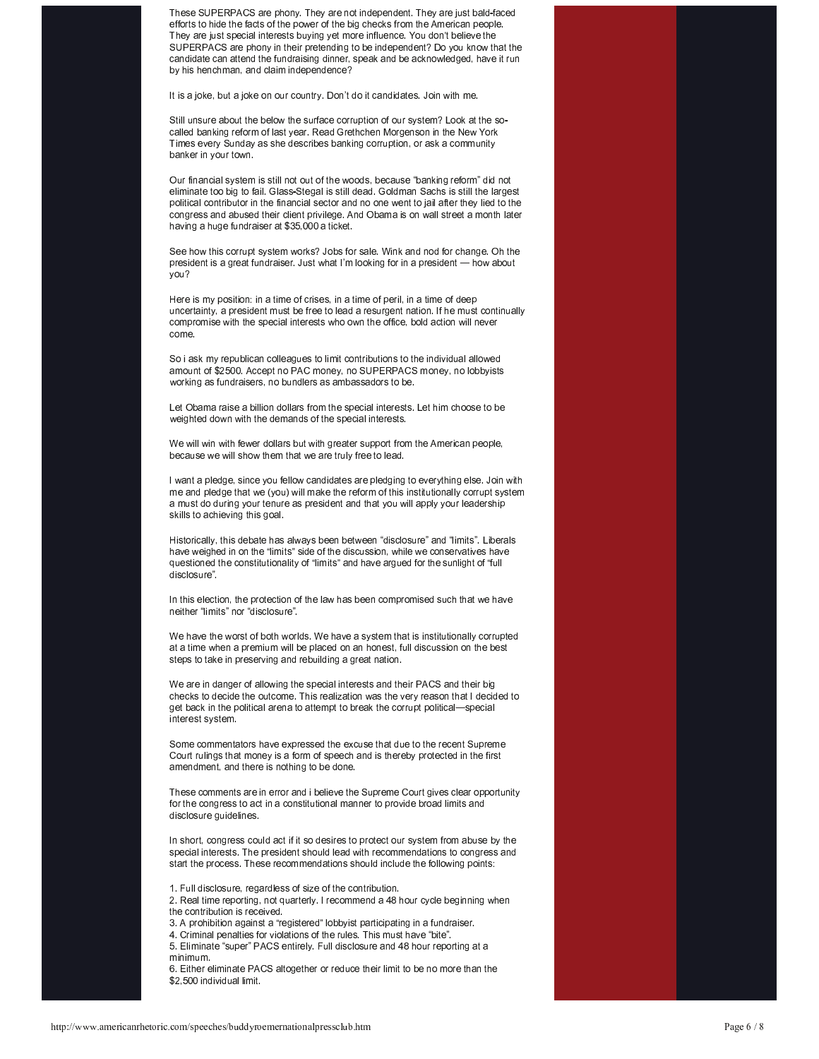These SUPERPACS are phony. They are not independent. They are just bald-faced efforts to hide the facts of the power of the big checks from the American people. They are just special interests buying yet more influence. You don't believe the SUPERPACS are phony in their pretending to be independent? Do you know that the candidate can attend the fundraising dinner, speak and be acknowledged, have it run by his henchman, and claim independence?

It is a joke, but a joke on our country. Don't do it candidates. Join with me.

Still unsure about the below the surface corruption of our system? Look at the so-called banking reform of last year. Read Grethchen Morgenson in the New York Times every Sunday as she describes banking corruption, or ask a community banker in your town.

Our financial system is still not out of the woods, because "banking reform" did not eliminate too big to fail. Glass-Stegal is still dead. Goldman Sachs is still the largest political contributor in the financial sector and no one went to jail after they lied to the congress and abused their client privilege. And Obama is on wall street a month later having a huge fundraiser at $35,000 a ticket.

See how this corrupt system works? Jobs for sale. Wink and nod for change. Oh the president is a great fundraiser. Just what I'm looking for in a president — how about you?

Here is my position: in a time of crises, in a time of peril, in a time of deep uncertainty, a president must be free to lead a resurgent nation. If he must continually compromise with the special interests who own the office, bold action will never come.

So i ask my republican colleagues to limit contributions to the individual allowed amount of $2500. Accept no PAC money, no SUPERPACS money, no lobbyists working as fundraisers, no bundlers as ambassadors to be.

Let Obama raise a billion dollars from the special interests. Let him choose to be weighted down with the demands of the special interests.

We will win with fewer dollars but with greater support from the American people, because we will show them that we are truly free to lead.

I want a pledge, since you fellow candidates are pledging to everything else. Join with me and pledge that we (you) will make the reform of this institutionally corrupt system a must do during your tenure as president and that you will apply your leadership skills to achieving this goal.

Historically, this debate has always been between "disclosure" and "limits". Liberals have weighed in on the "limits" side of the discussion, while we conservatives have questioned the constitutionality of "limits" and have argued for the sunlight of "full disclosure".

In this election, the protection of the law has been compromised such that we have neither "limits" nor "disclosure".

We have the worst of both worlds. We have a system that is institutionally corrupted at a time when a premium will be placed on an honest, full discussion on the best steps to take in preserving and rebuilding a great nation.

We are in danger of allowing the special interests and their PACS and their big checks to decide the outcome. This realization was the very reason that I decided to get back in the political arena to attempt to break the corrupt political—special interest system.

Some commentators have expressed the excuse that due to the recent Supreme Court rulings that money is a form of speech and is thereby protected in the first amendment, and there is nothing to be done.

These comments are in error and i believe the Supreme Court gives clear opportunity for the congress to act in a constitutional manner to provide broad limits and disclosure guidelines.

In short, congress could act if it so desires to protect our system from abuse by the special interests. The president should lead with recommendations to congress and start the process. These recommendations should include the following points:

1. Full disclosure, regardless of size of the contribution.
2. Real time reporting, not quarterly. I recommend a 48 hour cycle beginning when the contribution is received.
3. A prohibition against a "registered" lobbyist participating in a fundraiser.
4. Criminal penalties for violations of the rules. This must have "bite".
5. Eliminate "super" PACS entirely. Full disclosure and 48 hour reporting at a minimum.
6. Either eliminate PACS altogether or reduce their limit to be no more than the $2,500 individual limit.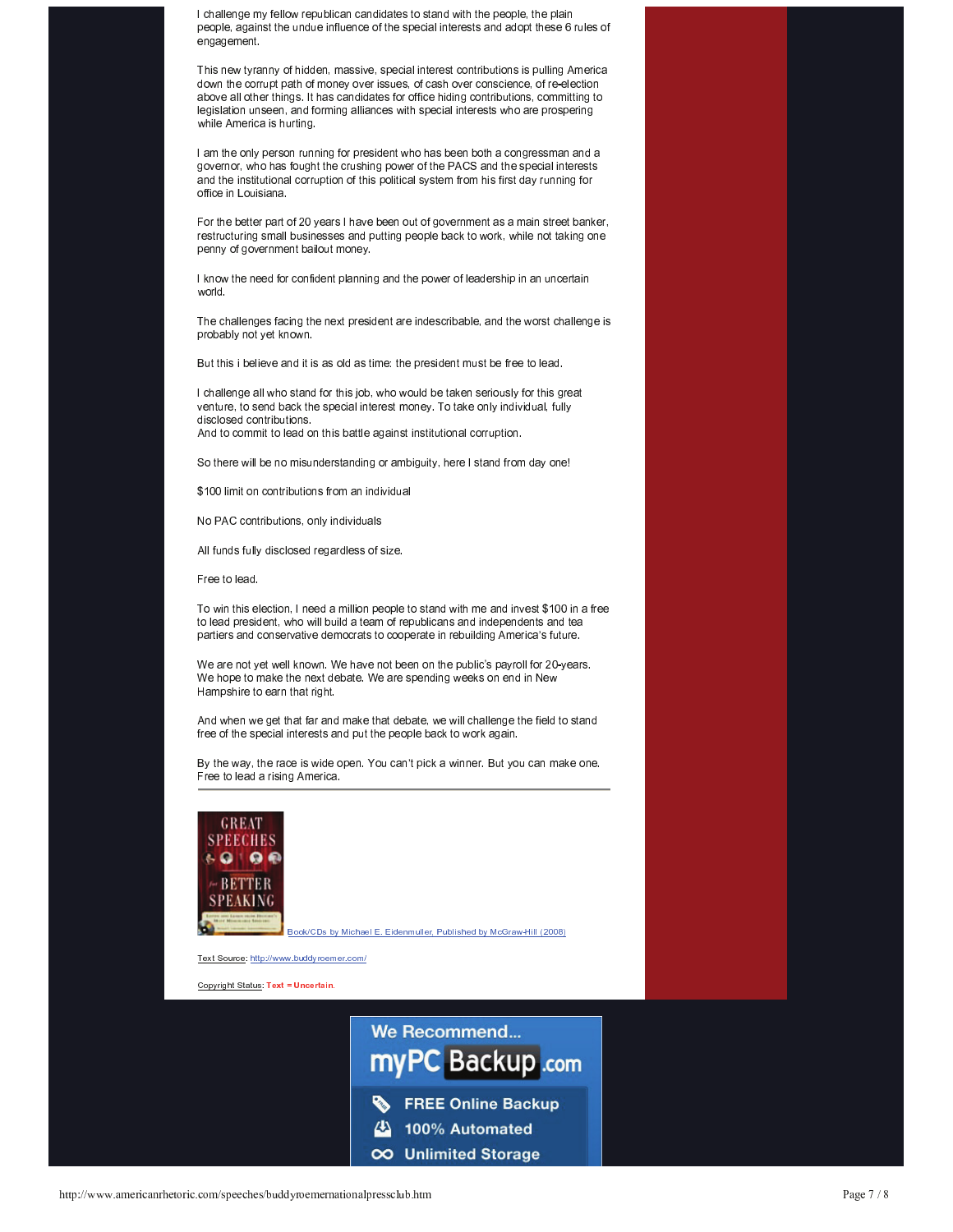I challenge my fellow republican candidates to stand with the people, the plain people, against the undue influence of the special interests and adopt these 6 rules of engagement.

This new tyranny of hidden, massive, special interest contributions is pulling America down the corrupt path of money over issues, of cash over conscience, of re-election above all other things. It has candidates for office hiding contributions, committing to legislation unseen, and forming alliances with special interests who are prospering while America is hurting.

I am the only person running for president who has been both a congressman and a governor, who has fought the crushing power of the PACS and the special interests and the institutional corruption of this political system from his first day running for office in Louisiana.

For the better part of 20 years I have been out of government as a main street banker, restructuring small businesses and putting people back to work, while not taking one penny of government bailout money.

I know the need for confident planning and the power of leadership in an uncertain world.

The challenges facing the next president are indescribable, and the worst challenge is probably not yet known.

But this i believe and it is as old as time: the president must be free to lead.

I challenge all who stand for this job, who would be taken seriously for this great venture, to send back the special interest money. To take only individual, fully disclosed contributions.
And to commit to lead on this battle against institutional corruption.

So there will be no misunderstanding or ambiguity, here I stand from day one!

$100 limit on contributions from an individual

No PAC contributions, only individuals

All funds fully disclosed regardless of size.

Free to lead.

To win this election, I need a million people to stand with me and invest $100 in a free to lead president, who will build a team of republicans and independents and tea partiers and conservative democrats to cooperate in rebuilding America's future.

We are not yet well known. We have not been on the public's payroll for 20-years. We hope to make the next debate. We are spending weeks on end in New Hampshire to earn that right.

And when we get that far and make that debate, we will challenge the field to stand free of the special interests and put the people back to work again.

By the way, the race is wide open. You can't pick a winner. But you can make one. Free to lead a rising America.

---

Book/CDs by Michael E. Eidenmuller, Published by McGraw-Hill (2008)

Text Source: http://www.buddyroemer.com/

Copyright Status: **Text = Uncertain.**

We Recommend... myPCBackup.com
- FREE Online Backup
- 100% Automated
- Unlimited Storage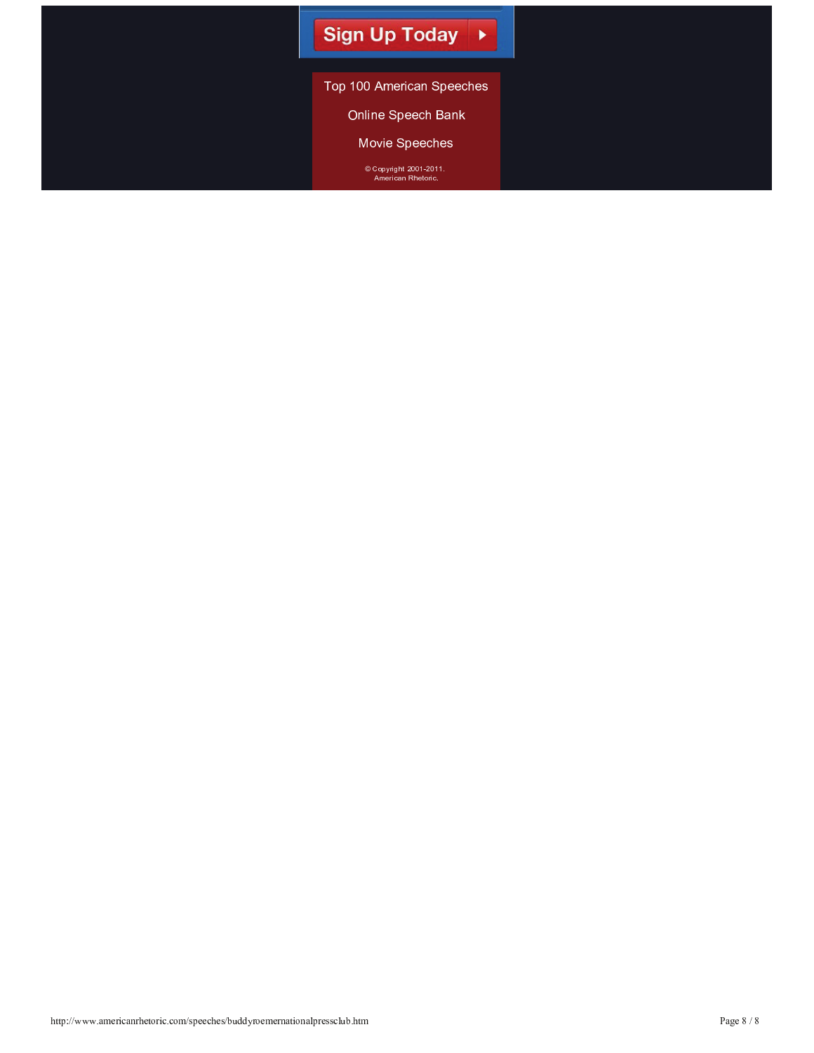Sign Up Today

Top 100 American Speeches

Online Speech Bank

Movie Speeches

© Copyright 2001-2011.
American Rhetoric.